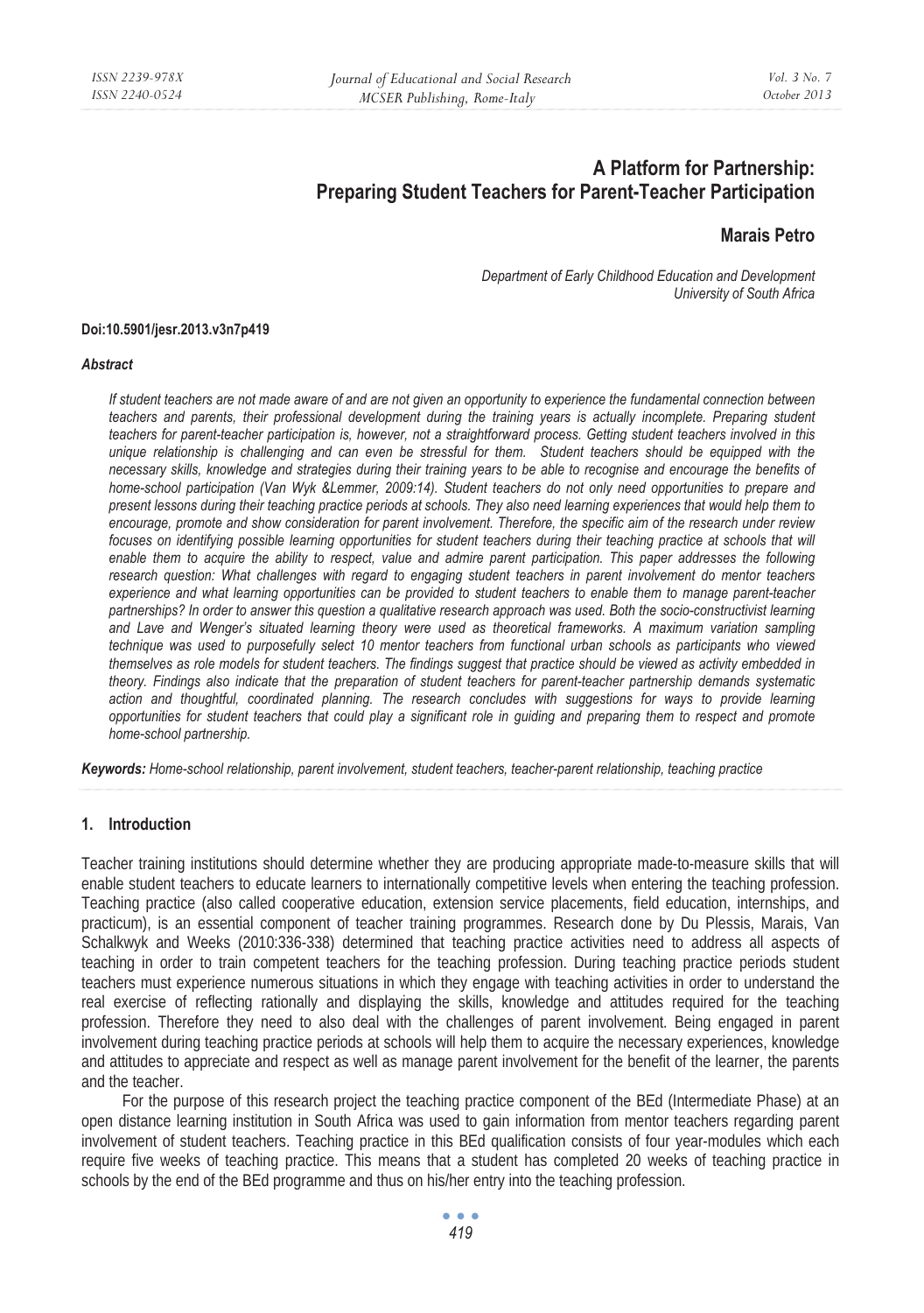# A Platform for Partnership: Preparing Student Teachers for Parent-Teacher Participation

**Marais Petro**

*Department of Early Childhood Education and Development*
*University of South Africa*

**Doi:10.5901/jesr.2013.v3n7p419**

***Abstract***

*If student teachers are not made aware of and are not given an opportunity to experience the fundamental connection between teachers and parents, their professional development during the training years is actually incomplete. Preparing student teachers for parent-teacher participation is, however, not a straightforward process. Getting student teachers involved in this unique relationship is challenging and can even be stressful for them. Student teachers should be equipped with the necessary skills, knowledge and strategies during their training years to be able to recognise and encourage the benefits of home-school participation (Van Wyk &Lemmer, 2009:14). Student teachers do not only need opportunities to prepare and present lessons during their teaching practice periods at schools. They also need learning experiences that would help them to encourage, promote and show consideration for parent involvement. Therefore, the specific aim of the research under review focuses on identifying possible learning opportunities for student teachers during their teaching practice at schools that will enable them to acquire the ability to respect, value and admire parent participation. This paper addresses the following research question: What challenges with regard to engaging student teachers in parent involvement do mentor teachers experience and what learning opportunities can be provided to student teachers to enable them to manage parent-teacher partnerships? In order to answer this question a qualitative research approach was used. Both the socio-constructivist learning and Lave and Wenger's situated learning theory were used as theoretical frameworks. A maximum variation sampling technique was used to purposefully select 10 mentor teachers from functional urban schools as participants who viewed themselves as role models for student teachers. The findings suggest that practice should be viewed as activity embedded in theory. Findings also indicate that the preparation of student teachers for parent-teacher partnership demands systematic action and thoughtful, coordinated planning. The research concludes with suggestions for ways to provide learning opportunities for student teachers that could play a significant role in guiding and preparing them to respect and promote home-school partnership.*

***Keywords:*** *Home-school relationship, parent involvement, student teachers, teacher-parent relationship, teaching practice*

## 1. Introduction

Teacher training institutions should determine whether they are producing appropriate made-to-measure skills that will enable student teachers to educate learners to internationally competitive levels when entering the teaching profession. Teaching practice (also called cooperative education, extension service placements, field education, internships, and practicum), is an essential component of teacher training programmes. Research done by Du Plessis, Marais, Van Schalkwyk and Weeks (2010:336-338) determined that teaching practice activities need to address all aspects of teaching in order to train competent teachers for the teaching profession. During teaching practice periods student teachers must experience numerous situations in which they engage with teaching activities in order to understand the real exercise of reflecting rationally and displaying the skills, knowledge and attitudes required for the teaching profession. Therefore they need to also deal with the challenges of parent involvement. Being engaged in parent involvement during teaching practice periods at schools will help them to acquire the necessary experiences, knowledge and attitudes to appreciate and respect as well as manage parent involvement for the benefit of the learner, the parents and the teacher.

For the purpose of this research project the teaching practice component of the BEd (Intermediate Phase) at an open distance learning institution in South Africa was used to gain information from mentor teachers regarding parent involvement of student teachers. Teaching practice in this BEd qualification consists of four year-modules which each require five weeks of teaching practice. This means that a student has completed 20 weeks of teaching practice in schools by the end of the BEd programme and thus on his/her entry into the teaching profession.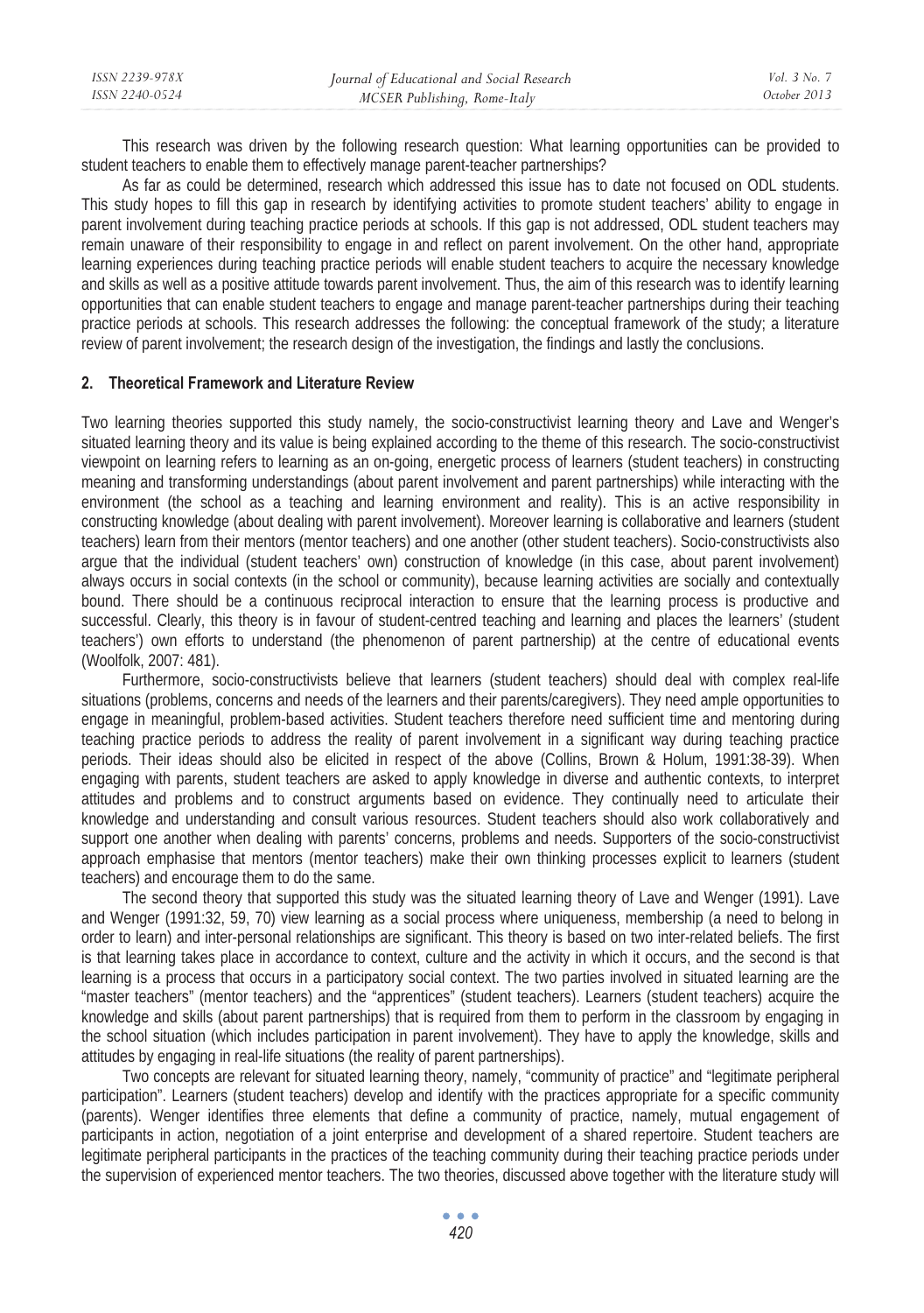This research was driven by the following research question: What learning opportunities can be provided to student teachers to enable them to effectively manage parent-teacher partnerships?

As far as could be determined, research which addressed this issue has to date not focused on ODL students. This study hopes to fill this gap in research by identifying activities to promote student teachers' ability to engage in parent involvement during teaching practice periods at schools. If this gap is not addressed, ODL student teachers may remain unaware of their responsibility to engage in and reflect on parent involvement. On the other hand, appropriate learning experiences during teaching practice periods will enable student teachers to acquire the necessary knowledge and skills as well as a positive attitude towards parent involvement. Thus, the aim of this research was to identify learning opportunities that can enable student teachers to engage and manage parent-teacher partnerships during their teaching practice periods at schools. This research addresses the following: the conceptual framework of the study; a literature review of parent involvement; the research design of the investigation, the findings and lastly the conclusions.

## 2. Theoretical Framework and Literature Review

Two learning theories supported this study namely, the socio-constructivist learning theory and Lave and Wenger's situated learning theory and its value is being explained according to the theme of this research. The socio-constructivist viewpoint on learning refers to learning as an on-going, energetic process of learners (student teachers) in constructing meaning and transforming understandings (about parent involvement and parent partnerships) while interacting with the environment (the school as a teaching and learning environment and reality). This is an active responsibility in constructing knowledge (about dealing with parent involvement). Moreover learning is collaborative and learners (student teachers) learn from their mentors (mentor teachers) and one another (other student teachers). Socio-constructivists also argue that the individual (student teachers' own) construction of knowledge (in this case, about parent involvement) always occurs in social contexts (in the school or community), because learning activities are socially and contextually bound. There should be a continuous reciprocal interaction to ensure that the learning process is productive and successful. Clearly, this theory is in favour of student-centred teaching and learning and places the learners' (student teachers') own efforts to understand (the phenomenon of parent partnership) at the centre of educational events (Woolfolk, 2007: 481).

Furthermore, socio-constructivists believe that learners (student teachers) should deal with complex real-life situations (problems, concerns and needs of the learners and their parents/caregivers). They need ample opportunities to engage in meaningful, problem-based activities. Student teachers therefore need sufficient time and mentoring during teaching practice periods to address the reality of parent involvement in a significant way during teaching practice periods. Their ideas should also be elicited in respect of the above (Collins, Brown & Holum, 1991:38-39). When engaging with parents, student teachers are asked to apply knowledge in diverse and authentic contexts, to interpret attitudes and problems and to construct arguments based on evidence. They continually need to articulate their knowledge and understanding and consult various resources. Student teachers should also work collaboratively and support one another when dealing with parents' concerns, problems and needs. Supporters of the socio-constructivist approach emphasise that mentors (mentor teachers) make their own thinking processes explicit to learners (student teachers) and encourage them to do the same.

The second theory that supported this study was the situated learning theory of Lave and Wenger (1991). Lave and Wenger (1991:32, 59, 70) view learning as a social process where uniqueness, membership (a need to belong in order to learn) and inter-personal relationships are significant. This theory is based on two inter-related beliefs. The first is that learning takes place in accordance to context, culture and the activity in which it occurs, and the second is that learning is a process that occurs in a participatory social context. The two parties involved in situated learning are the "master teachers" (mentor teachers) and the "apprentices" (student teachers). Learners (student teachers) acquire the knowledge and skills (about parent partnerships) that is required from them to perform in the classroom by engaging in the school situation (which includes participation in parent involvement). They have to apply the knowledge, skills and attitudes by engaging in real-life situations (the reality of parent partnerships).

Two concepts are relevant for situated learning theory, namely, "community of practice" and "legitimate peripheral participation". Learners (student teachers) develop and identify with the practices appropriate for a specific community (parents). Wenger identifies three elements that define a community of practice, namely, mutual engagement of participants in action, negotiation of a joint enterprise and development of a shared repertoire. Student teachers are legitimate peripheral participants in the practices of the teaching community during their teaching practice periods under the supervision of experienced mentor teachers. The two theories, discussed above together with the literature study will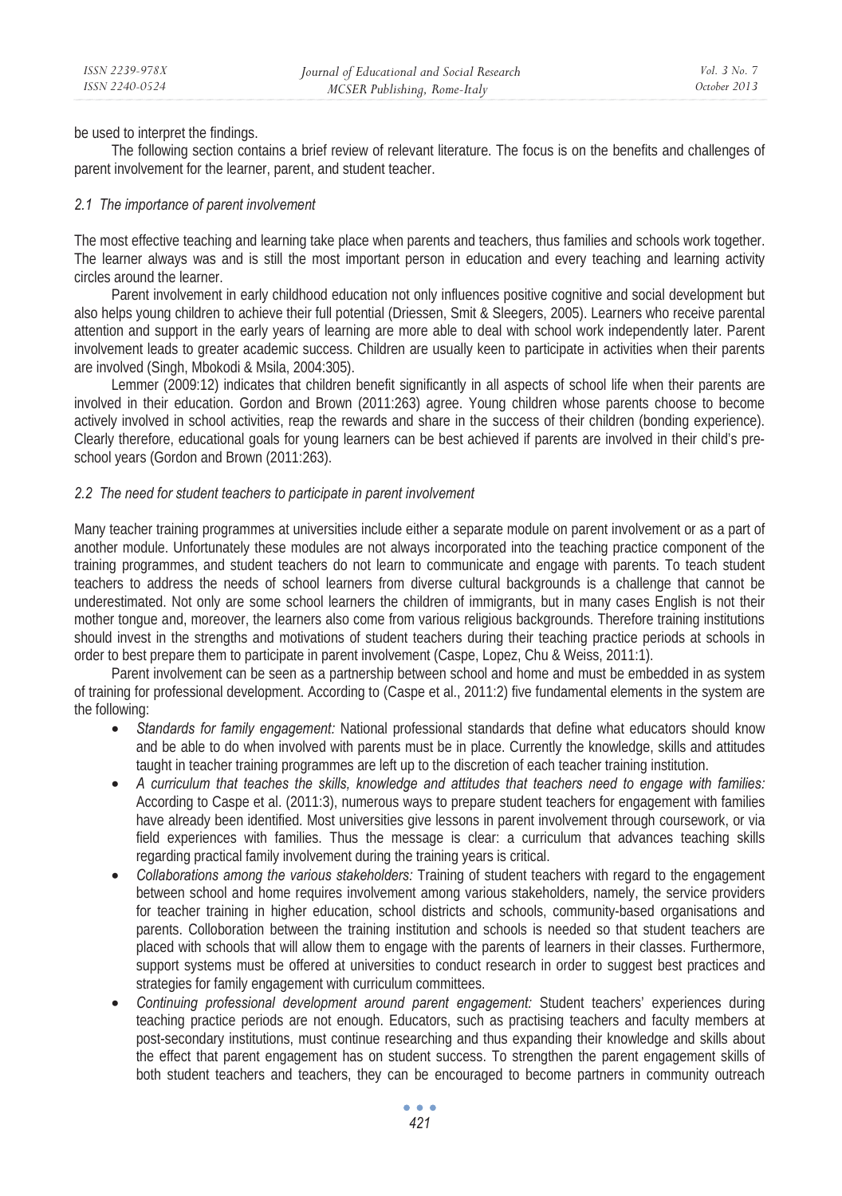be used to interpret the findings.

The following section contains a brief review of relevant literature. The focus is on the benefits and challenges of parent involvement for the learner, parent, and student teacher.

### *2.1 The importance of parent involvement*

The most effective teaching and learning take place when parents and teachers, thus families and schools work together. The learner always was and is still the most important person in education and every teaching and learning activity circles around the learner.

Parent involvement in early childhood education not only influences positive cognitive and social development but also helps young children to achieve their full potential (Driessen, Smit & Sleegers, 2005). Learners who receive parental attention and support in the early years of learning are more able to deal with school work independently later. Parent involvement leads to greater academic success. Children are usually keen to participate in activities when their parents are involved (Singh, Mbokodi & Msila, 2004:305).

Lemmer (2009:12) indicates that children benefit significantly in all aspects of school life when their parents are involved in their education. Gordon and Brown (2011:263) agree. Young children whose parents choose to become actively involved in school activities, reap the rewards and share in the success of their children (bonding experience). Clearly therefore, educational goals for young learners can be best achieved if parents are involved in their child's pre-school years (Gordon and Brown (2011:263).

### *2.2 The need for student teachers to participate in parent involvement*

Many teacher training programmes at universities include either a separate module on parent involvement or as a part of another module. Unfortunately these modules are not always incorporated into the teaching practice component of the training programmes, and student teachers do not learn to communicate and engage with parents. To teach student teachers to address the needs of school learners from diverse cultural backgrounds is a challenge that cannot be underestimated. Not only are some school learners the children of immigrants, but in many cases English is not their mother tongue and, moreover, the learners also come from various religious backgrounds. Therefore training institutions should invest in the strengths and motivations of student teachers during their teaching practice periods at schools in order to best prepare them to participate in parent involvement (Caspe, Lopez, Chu & Weiss, 2011:1).

Parent involvement can be seen as a partnership between school and home and must be embedded in as system of training for professional development. According to (Caspe et al., 2011:2) five fundamental elements in the system are the following:

- *Standards for family engagement:* National professional standards that define what educators should know and be able to do when involved with parents must be in place. Currently the knowledge, skills and attitudes taught in teacher training programmes are left up to the discretion of each teacher training institution.
- *A curriculum that teaches the skills, knowledge and attitudes that teachers need to engage with families:* According to Caspe et al. (2011:3), numerous ways to prepare student teachers for engagement with families have already been identified. Most universities give lessons in parent involvement through coursework, or via field experiences with families. Thus the message is clear: a curriculum that advances teaching skills regarding practical family involvement during the training years is critical.
- *Collaborations among the various stakeholders:* Training of student teachers with regard to the engagement between school and home requires involvement among various stakeholders, namely, the service providers for teacher training in higher education, school districts and schools, community-based organisations and parents. Colloboration between the training institution and schools is needed so that student teachers are placed with schools that will allow them to engage with the parents of learners in their classes. Furthermore, support systems must be offered at universities to conduct research in order to suggest best practices and strategies for family engagement with curriculum committees.
- *Continuing professional development around parent engagement:* Student teachers' experiences during teaching practice periods are not enough. Educators, such as practising teachers and faculty members at post-secondary institutions, must continue researching and thus expanding their knowledge and skills about the effect that parent engagement has on student success. To strengthen the parent engagement skills of both student teachers and teachers, they can be encouraged to become partners in community outreach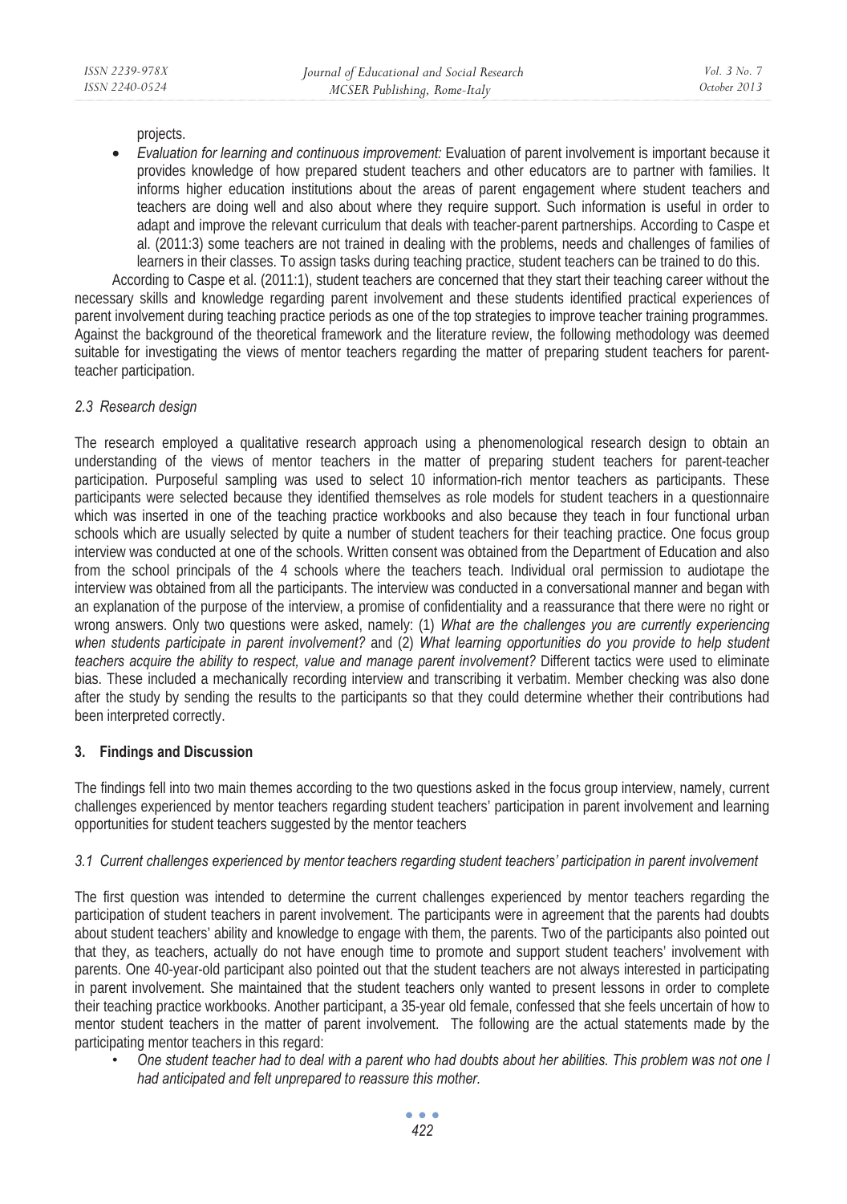projects.

- *Evaluation for learning and continuous improvement:* Evaluation of parent involvement is important because it provides knowledge of how prepared student teachers and other educators are to partner with families. It informs higher education institutions about the areas of parent engagement where student teachers and teachers are doing well and also about where they require support. Such information is useful in order to adapt and improve the relevant curriculum that deals with teacher-parent partnerships. According to Caspe et al. (2011:3) some teachers are not trained in dealing with the problems, needs and challenges of families of learners in their classes. To assign tasks during teaching practice, student teachers can be trained to do this.

According to Caspe et al. (2011:1), student teachers are concerned that they start their teaching career without the necessary skills and knowledge regarding parent involvement and these students identified practical experiences of parent involvement during teaching practice periods as one of the top strategies to improve teacher training programmes. Against the background of the theoretical framework and the literature review, the following methodology was deemed suitable for investigating the views of mentor teachers regarding the matter of preparing student teachers for parent-teacher participation.

### 2.3 Research design

The research employed a qualitative research approach using a phenomenological research design to obtain an understanding of the views of mentor teachers in the matter of preparing student teachers for parent-teacher participation. Purposeful sampling was used to select 10 information-rich mentor teachers as participants. These participants were selected because they identified themselves as role models for student teachers in a questionnaire which was inserted in one of the teaching practice workbooks and also because they teach in four functional urban schools which are usually selected by quite a number of student teachers for their teaching practice. One focus group interview was conducted at one of the schools. Written consent was obtained from the Department of Education and also from the school principals of the 4 schools where the teachers teach. Individual oral permission to audiotape the interview was obtained from all the participants. The interview was conducted in a conversational manner and began with an explanation of the purpose of the interview, a promise of confidentiality and a reassurance that there were no right or wrong answers. Only two questions were asked, namely: (1) *What are the challenges you are currently experiencing when students participate in parent involvement?* and (2) *What learning opportunities do you provide to help student teachers acquire the ability to respect, value and manage parent involvement?* Different tactics were used to eliminate bias. These included a mechanically recording interview and transcribing it verbatim. Member checking was also done after the study by sending the results to the participants so that they could determine whether their contributions had been interpreted correctly.

## 3. Findings and Discussion

The findings fell into two main themes according to the two questions asked in the focus group interview, namely, current challenges experienced by mentor teachers regarding student teachers' participation in parent involvement and learning opportunities for student teachers suggested by the mentor teachers

### 3.1 Current challenges experienced by mentor teachers regarding student teachers' participation in parent involvement

The first question was intended to determine the current challenges experienced by mentor teachers regarding the participation of student teachers in parent involvement. The participants were in agreement that the parents had doubts about student teachers' ability and knowledge to engage with them, the parents. Two of the participants also pointed out that they, as teachers, actually do not have enough time to promote and support student teachers' involvement with parents. One 40-year-old participant also pointed out that the student teachers are not always interested in participating in parent involvement. She maintained that the student teachers only wanted to present lessons in order to complete their teaching practice workbooks. Another participant, a 35-year old female, confessed that she feels uncertain of how to mentor student teachers in the matter of parent involvement. The following are the actual statements made by the participating mentor teachers in this regard:

- *One student teacher had to deal with a parent who had doubts about her abilities. This problem was not one I had anticipated and felt unprepared to reassure this mother.*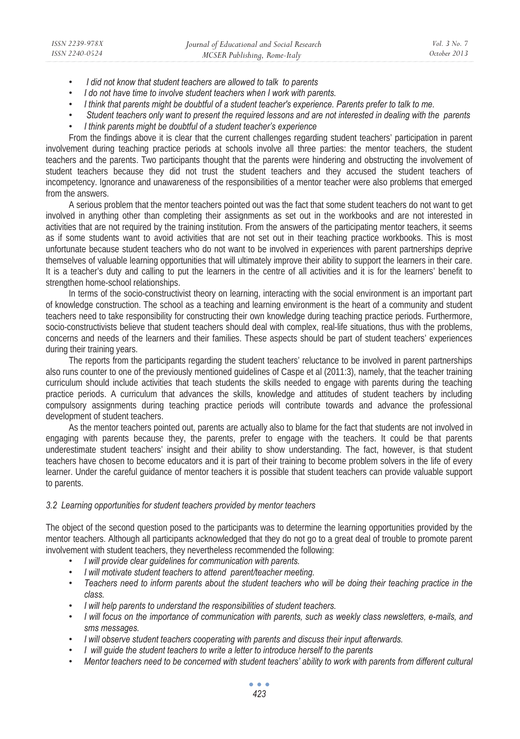- *I did not know that student teachers are allowed to talk to parents*
- *I do not have time to involve student teachers when I work with parents.*
- *I think that parents might be doubtful of a student teacher's experience. Parents prefer to talk to me.*
- *Student teachers only want to present the required lessons and are not interested in dealing with the parents*
- *I think parents might be doubtful of a student teacher's experience*

From the findings above it is clear that the current challenges regarding student teachers' participation in parent involvement during teaching practice periods at schools involve all three parties: the mentor teachers, the student teachers and the parents. Two participants thought that the parents were hindering and obstructing the involvement of student teachers because they did not trust the student teachers and they accused the student teachers of incompetency. Ignorance and unawareness of the responsibilities of a mentor teacher were also problems that emerged from the answers.

A serious problem that the mentor teachers pointed out was the fact that some student teachers do not want to get involved in anything other than completing their assignments as set out in the workbooks and are not interested in activities that are not required by the training institution. From the answers of the participating mentor teachers, it seems as if some students want to avoid activities that are not set out in their teaching practice workbooks. This is most unfortunate because student teachers who do not want to be involved in experiences with parent partnerships deprive themselves of valuable learning opportunities that will ultimately improve their ability to support the learners in their care. It is a teacher's duty and calling to put the learners in the centre of all activities and it is for the learners' benefit to strengthen home-school relationships.

In terms of the socio-constructivist theory on learning, interacting with the social environment is an important part of knowledge construction. The school as a teaching and learning environment is the heart of a community and student teachers need to take responsibility for constructing their own knowledge during teaching practice periods. Furthermore, socio-constructivists believe that student teachers should deal with complex, real-life situations, thus with the problems, concerns and needs of the learners and their families. These aspects should be part of student teachers' experiences during their training years.

The reports from the participants regarding the student teachers' reluctance to be involved in parent partnerships also runs counter to one of the previously mentioned guidelines of Caspe et al (2011:3), namely, that the teacher training curriculum should include activities that teach students the skills needed to engage with parents during the teaching practice periods. A curriculum that advances the skills, knowledge and attitudes of student teachers by including compulsory assignments during teaching practice periods will contribute towards and advance the professional development of student teachers.

As the mentor teachers pointed out, parents are actually also to blame for the fact that students are not involved in engaging with parents because they, the parents, prefer to engage with the teachers. It could be that parents underestimate student teachers' insight and their ability to show understanding. The fact, however, is that student teachers have chosen to become educators and it is part of their training to become problem solvers in the life of every learner. Under the careful guidance of mentor teachers it is possible that student teachers can provide valuable support to parents.

### *3.2 Learning opportunities for student teachers provided by mentor teachers*

The object of the second question posed to the participants was to determine the learning opportunities provided by the mentor teachers. Although all participants acknowledged that they do not go to a great deal of trouble to promote parent involvement with student teachers, they nevertheless recommended the following:

- *I will provide clear guidelines for communication with parents.*
- *I will motivate student teachers to attend parent/teacher meeting.*
- *Teachers need to inform parents about the student teachers who will be doing their teaching practice in the class.*
- *I will help parents to understand the responsibilities of student teachers.*
- *I will focus on the importance of communication with parents, such as weekly class newsletters, e-mails, and sms messages.*
- *I will observe student teachers cooperating with parents and discuss their input afterwards.*
- *I will guide the student teachers to write a letter to introduce herself to the parents*
- *Mentor teachers need to be concerned with student teachers' ability to work with parents from different cultural*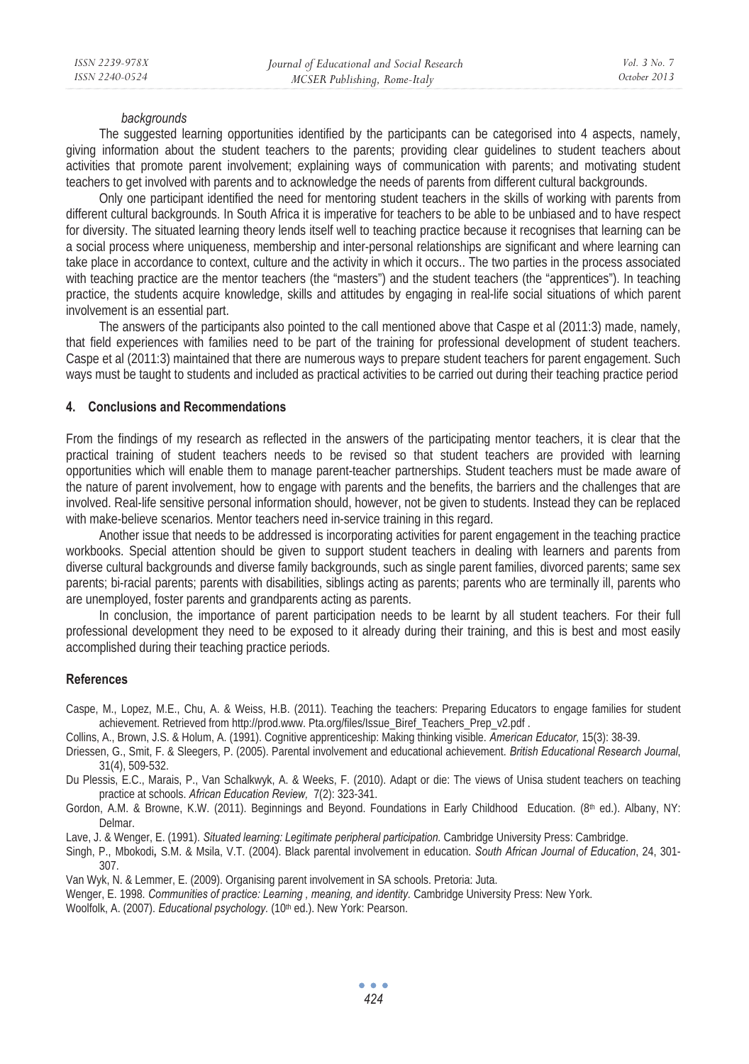*backgrounds*

The suggested learning opportunities identified by the participants can be categorised into 4 aspects, namely, giving information about the student teachers to the parents; providing clear guidelines to student teachers about activities that promote parent involvement; explaining ways of communication with parents; and motivating student teachers to get involved with parents and to acknowledge the needs of parents from different cultural backgrounds.

Only one participant identified the need for mentoring student teachers in the skills of working with parents from different cultural backgrounds. In South Africa it is imperative for teachers to be able to be unbiased and to have respect for diversity. The situated learning theory lends itself well to teaching practice because it recognises that learning can be a social process where uniqueness, membership and inter-personal relationships are significant and where learning can take place in accordance to context, culture and the activity in which it occurs.. The two parties in the process associated with teaching practice are the mentor teachers (the "masters") and the student teachers (the "apprentices"). In teaching practice, the students acquire knowledge, skills and attitudes by engaging in real-life social situations of which parent involvement is an essential part.

The answers of the participants also pointed to the call mentioned above that Caspe et al (2011:3) made, namely, that field experiences with families need to be part of the training for professional development of student teachers. Caspe et al (2011:3) maintained that there are numerous ways to prepare student teachers for parent engagement. Such ways must be taught to students and included as practical activities to be carried out during their teaching practice period

## 4. Conclusions and Recommendations

From the findings of my research as reflected in the answers of the participating mentor teachers, it is clear that the practical training of student teachers needs to be revised so that student teachers are provided with learning opportunities which will enable them to manage parent-teacher partnerships. Student teachers must be made aware of the nature of parent involvement, how to engage with parents and the benefits, the barriers and the challenges that are involved. Real-life sensitive personal information should, however, not be given to students. Instead they can be replaced with make-believe scenarios. Mentor teachers need in-service training in this regard.

Another issue that needs to be addressed is incorporating activities for parent engagement in the teaching practice workbooks. Special attention should be given to support student teachers in dealing with learners and parents from diverse cultural backgrounds and diverse family backgrounds, such as single parent families, divorced parents; same sex parents; bi-racial parents; parents with disabilities, siblings acting as parents; parents who are terminally ill, parents who are unemployed, foster parents and grandparents acting as parents.

In conclusion, the importance of parent participation needs to be learnt by all student teachers. For their full professional development they need to be exposed to it already during their training, and this is best and most easily accomplished during their teaching practice periods.

## References

Caspe, M., Lopez, M.E., Chu, A. & Weiss, H.B. (2011). Teaching the teachers: Preparing Educators to engage families for student achievement. Retrieved from http://prod.www. Pta.org/files/Issue_Biref_Teachers_Prep_v2.pdf .

Collins, A., Brown, J.S. & Holum, A. (1991). Cognitive apprenticeship: Making thinking visible. *American Educator,* 15(3): 38-39.

Driessen, G., Smit, F. & Sleegers, P. (2005). Parental involvement and educational achievement. *British Educational Research Journal*, 31(4), 509-532.

Du Plessis, E.C., Marais, P., Van Schalkwyk, A. & Weeks, F. (2010). Adapt or die: The views of Unisa student teachers on teaching practice at schools. *African Education Review,* 7(2): 323-341.

Gordon, A.M. & Browne, K.W. (2011). Beginnings and Beyond. Foundations in Early Childhood Education. (8th ed.). Albany, NY: Delmar.

Lave, J. & Wenger, E. (1991). *Situated learning: Legitimate peripheral participation.* Cambridge University Press: Cambridge.

Singh, P., Mbokodi, S.M. & Msila, V.T. (2004). Black parental involvement in education. *South African Journal of Education*, 24, 301-307.

Van Wyk, N. & Lemmer, E. (2009). Organising parent involvement in SA schools. Pretoria: Juta.

Wenger, E. 1998. *Communities of practice: Learning , meaning, and identity*. Cambridge University Press: New York.

Woolfolk, A. (2007). *Educational psychology*. (10th ed.). New York: Pearson.